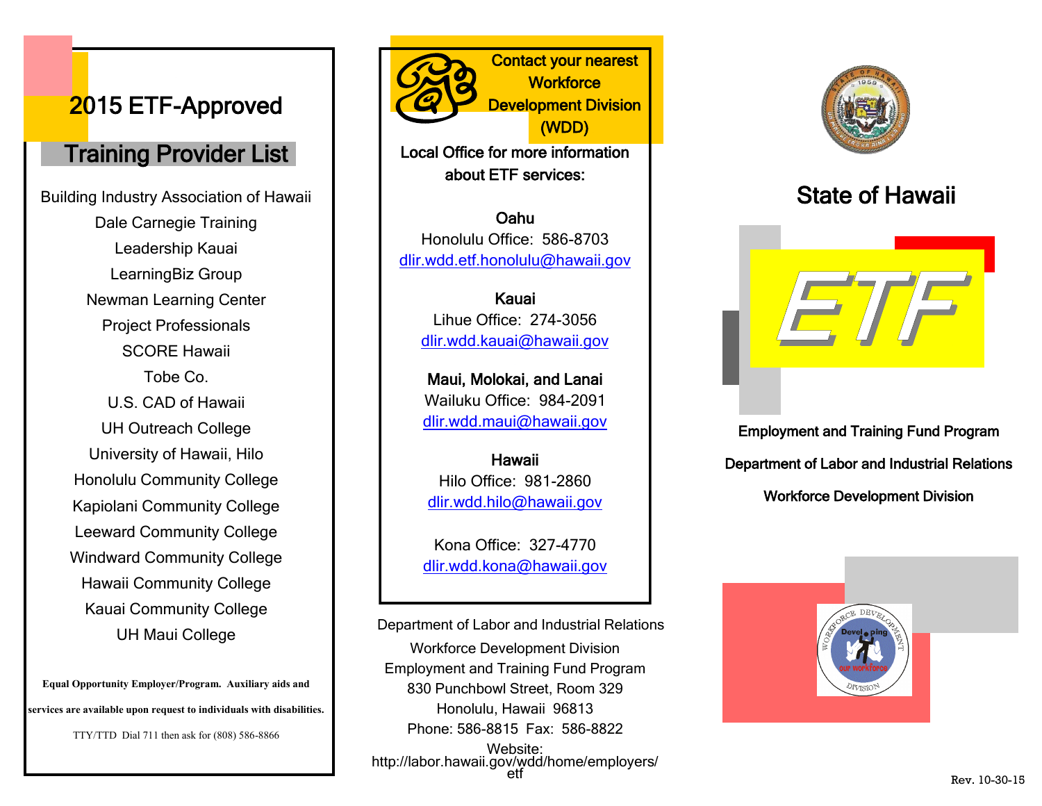# 2015 ETF-Approved

## Training Provider List

Building Industry Association of Hawaii
Dale Carnegie Training
Leadership Kauai
LearningBiz Group
Newman Learning Center
Project Professionals
SCORE Hawaii
Tobe Co.
U.S. CAD of Hawaii
UH Outreach College
University of Hawaii, Hilo
Honolulu Community College
Kapiolani Community College
Leeward Community College
Windward Community College
Hawaii Community College
Kauai Community College
UH Maui College

**Equal Opportunity Employer/Program. Auxiliary aids and services are available upon request to individuals with disabilities.**

TTY/TTD Dial 711 then ask for (808) 586-8866

**Contact your nearest Workforce Development Division (WDD) Local Office for more information about ETF services:**

**Oahu**
Honolulu Office: 586-8703
dlir.wdd.etf.honolulu@hawaii.gov

**Kauai**
Lihue Office: 274-3056
dlir.wdd.kauai@hawaii.gov

**Maui, Molokai, and Lanai**
Wailuku Office: 984-2091
dlir.wdd.maui@hawaii.gov

**Hawaii**
Hilo Office: 981-2860
dlir.wdd.hilo@hawaii.gov

Kona Office: 327-4770
dlir.wdd.kona@hawaii.gov

Department of Labor and Industrial Relations
Workforce Development Division
Employment and Training Fund Program
830 Punchbowl Street, Room 329
Honolulu, Hawaii 96813
Phone: 586-8815 Fax: 586-8822
Website: http://labor.hawaii.gov/wdd/home/employers/etf

# State of Hawaii

# ETF

**Employment and Training Fund Program**

**Department of Labor and Industrial Relations**

**Workforce Development Division**

Rev. 10-30-15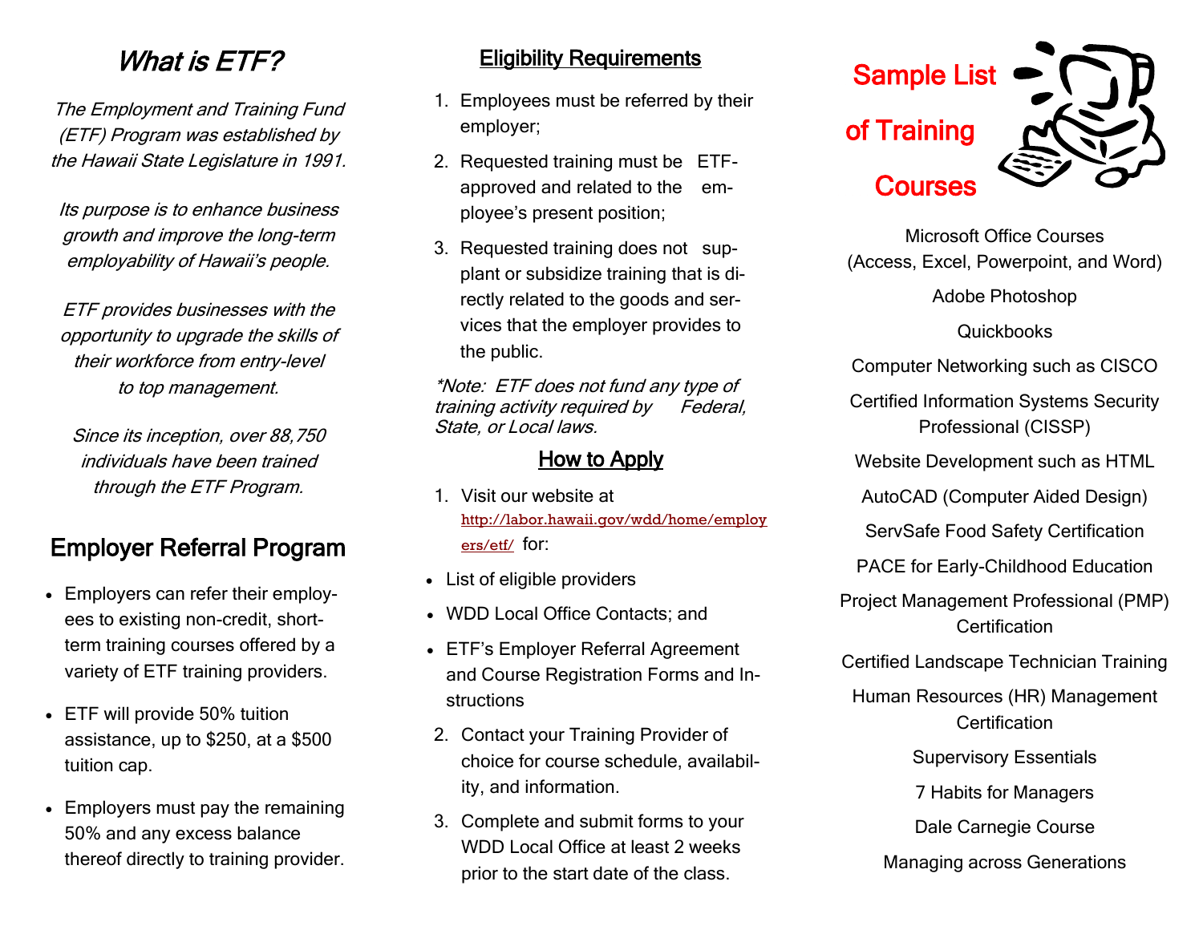# *What is ETF?*

*The Employment and Training Fund (ETF) Program was established by the Hawaii State Legislature in 1991.*

*Its purpose is to enhance business growth and improve the long-term employability of Hawaii's people.*

*ETF provides businesses with the opportunity to upgrade the skills of their workforce from entry-level to top management.*

*Since its inception, over 88,750 individuals have been trained through the ETF Program.*

## Employer Referral Program

- Employers can refer their employees to existing non-credit, short-term training courses offered by a variety of ETF training providers.
- ETF will provide 50% tuition assistance, up to $250, at a $500 tuition cap.
- Employers must pay the remaining 50% and any excess balance thereof directly to training provider.

## Eligibility Requirements

1. Employees must be referred by their employer;
2. Requested training must be ETF-approved and related to the employee's present position;
3. Requested training does not supplant or subsidize training that is directly related to the goods and services that the employer provides to the public.

*\*Note: ETF does not fund any type of training activity required by Federal, State, or Local laws.*

## How to Apply

1. Visit our website at http://labor.hawaii.gov/wdd/home/employers/etf/ for:
   - List of eligible providers
   - WDD Local Office Contacts; and
   - ETF's Employer Referral Agreement and Course Registration Forms and Instructions
2. Contact your Training Provider of choice for course schedule, availability, and information.
3. Complete and submit forms to your WDD Local Office at least 2 weeks prior to the start date of the class.

## Sample List of Training Courses

Microsoft Office Courses (Access, Excel, Powerpoint, and Word)

Adobe Photoshop

Quickbooks

Computer Networking such as CISCO

Certified Information Systems Security Professional (CISSP)

Website Development such as HTML

AutoCAD (Computer Aided Design)

ServSafe Food Safety Certification

PACE for Early-Childhood Education

Project Management Professional (PMP) Certification

Certified Landscape Technician Training

Human Resources (HR) Management Certification

Supervisory Essentials

7 Habits for Managers

Dale Carnegie Course

Managing across Generations